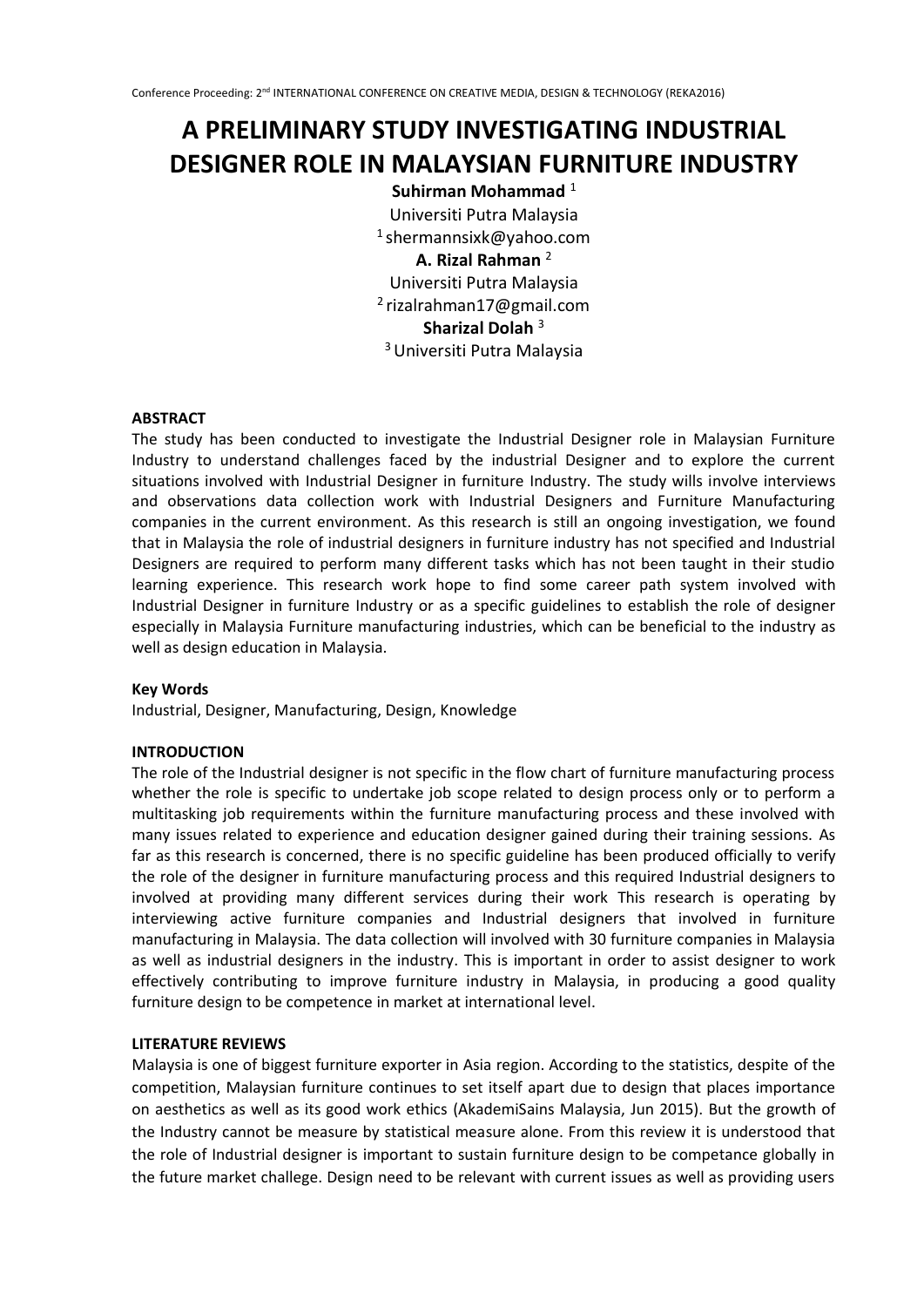# A PRELIMINARY STUDY INVESTIGATING INDUSTRIAL DESIGNER ROLE IN MALAYSIAN FURNITURE INDUSTRY

**Suhirman Mohammad** [1]

Universiti Putra Malaysia

[1] shermannsixk@yahoo.com

**A. Rizal Rahman** [2]

Universiti Putra Malaysia

[2] rizalrahman17@gmail.com

**Sharizal Dolah** [3]

[3] Universiti Putra Malaysia

## ABSTRACT

The study has been conducted to investigate the Industrial Designer role in Malaysian Furniture Industry to understand challenges faced by the industrial Designer and to explore the current situations involved with Industrial Designer in furniture Industry. The study wills involve interviews and observations data collection work with Industrial Designers and Furniture Manufacturing companies in the current environment. As this research is still an ongoing investigation, we found that in Malaysia the role of industrial designers in furniture industry has not specified and Industrial Designers are required to perform many different tasks which has not been taught in their studio learning experience. This research work hope to find some career path system involved with Industrial Designer in furniture Industry or as a specific guidelines to establish the role of designer especially in Malaysia Furniture manufacturing industries, which can be beneficial to the industry as well as design education in Malaysia.

### Key Words

Industrial, Designer, Manufacturing, Design, Knowledge

## INTRODUCTION

The role of the Industrial designer is not specific in the flow chart of furniture manufacturing process whether the role is specific to undertake job scope related to design process only or to perform a multitasking job requirements within the furniture manufacturing process and these involved with many issues related to experience and education designer gained during their training sessions. As far as this research is concerned, there is no specific guideline has been produced officially to verify the role of the designer in furniture manufacturing process and this required Industrial designers to involved at providing many different services during their work This research is operating by interviewing active furniture companies and Industrial designers that involved in furniture manufacturing in Malaysia. The data collection will involved with 30 furniture companies in Malaysia as well as industrial designers in the industry. This is important in order to assist designer to work effectively contributing to improve furniture industry in Malaysia, in producing a good quality furniture design to be competence in market at international level.

## LITERATURE REVIEWS

Malaysia is one of biggest furniture exporter in Asia region. According to the statistics, despite of the competition, Malaysian furniture continues to set itself apart due to design that places importance on aesthetics as well as its good work ethics (AkademiSains Malaysia, Jun 2015). But the growth of the Industry cannot be measure by statistical measure alone. From this review it is understood that the role of Industrial designer is important to sustain furniture design to be competance globally in the future market challege. Design need to be relevant with current issues as well as providing users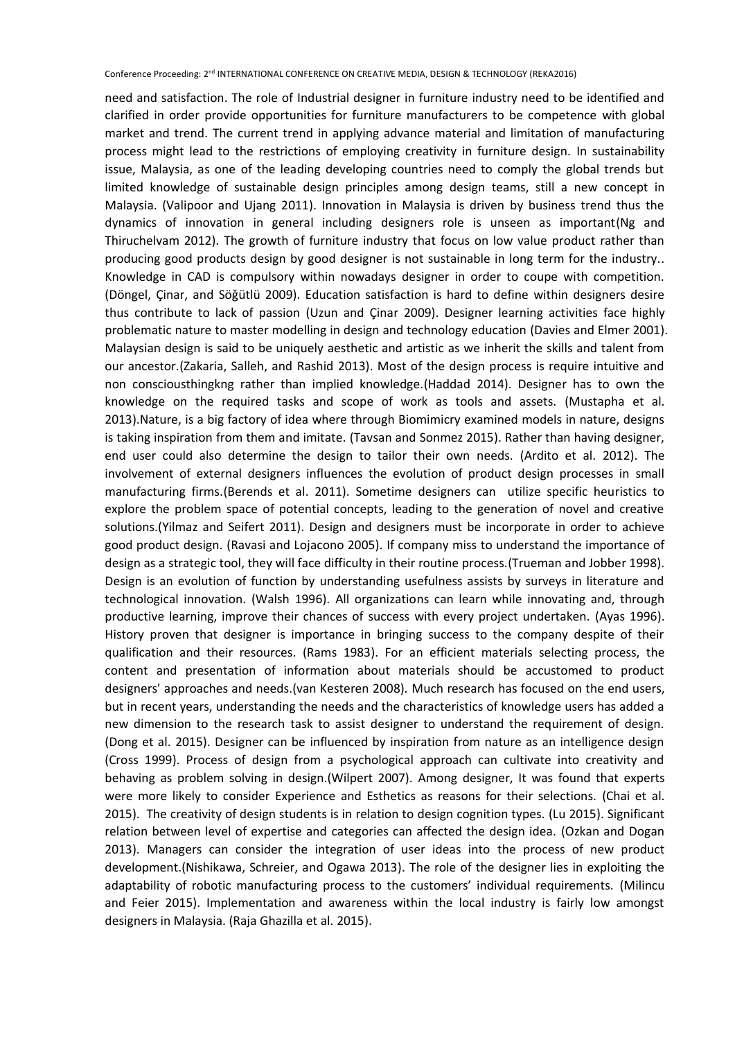need and satisfaction. The role of Industrial designer in furniture industry need to be identified and clarified in order provide opportunities for furniture manufacturers to be competence with global market and trend. The current trend in applying advance material and limitation of manufacturing process might lead to the restrictions of employing creativity in furniture design. In sustainability issue, Malaysia, as one of the leading developing countries need to comply the global trends but limited knowledge of sustainable design principles among design teams, still a new concept in Malaysia. (Valipoor and Ujang 2011). Innovation in Malaysia is driven by business trend thus the dynamics of innovation in general including designers role is unseen as important(Ng and Thiruchelvam 2012). The growth of furniture industry that focus on low value product rather than producing good products design by good designer is not sustainable in long term for the industry.. Knowledge in CAD is compulsory within nowadays designer in order to coupe with competition. (Döngel, Çinar, and Söğütlü 2009). Education satisfaction is hard to define within designers desire thus contribute to lack of passion (Uzun and Çinar 2009). Designer learning activities face highly problematic nature to master modelling in design and technology education (Davies and Elmer 2001). Malaysian design is said to be uniquely aesthetic and artistic as we inherit the skills and talent from our ancestor.(Zakaria, Salleh, and Rashid 2013). Most of the design process is require intuitive and non conscioustthingkng rather than implied knowledge.(Haddad 2014). Designer has to own the knowledge on the required tasks and scope of work as tools and assets. (Mustapha et al. 2013).Nature, is a big factory of idea where through Biomimicry examined models in nature, designs is taking inspiration from them and imitate. (Tavsan and Sonmez 2015). Rather than having designer, end user could also determine the design to tailor their own needs. (Ardito et al. 2012). The involvement of external designers influences the evolution of product design processes in small manufacturing firms.(Berends et al. 2011). Sometime designers can utilize specific heuristics to explore the problem space of potential concepts, leading to the generation of novel and creative solutions.(Yilmaz and Seifert 2011). Design and designers must be incorporate in order to achieve good product design. (Ravasi and Lojacono 2005). If company miss to understand the importance of design as a strategic tool, they will face difficulty in their routine process.(Trueman and Jobber 1998). Design is an evolution of function by understanding usefulness assists by surveys in literature and technological innovation. (Walsh 1996). All organizations can learn while innovating and, through productive learning, improve their chances of success with every project undertaken. (Ayas 1996). History proven that designer is importance in bringing success to the company despite of their qualification and their resources. (Rams 1983). For an efficient materials selecting process, the content and presentation of information about materials should be accustomed to product designers' approaches and needs.(van Kesteren 2008). Much research has focused on the end users, but in recent years, understanding the needs and the characteristics of knowledge users has added a new dimension to the research task to assist designer to understand the requirement of design. (Dong et al. 2015). Designer can be influenced by inspiration from nature as an intelligence design (Cross 1999). Process of design from a psychological approach can cultivate into creativity and behaving as problem solving in design.(Wilpert 2007). Among designer, It was found that experts were more likely to consider Experience and Esthetics as reasons for their selections. (Chai et al. 2015). The creativity of design students is in relation to design cognition types. (Lu 2015). Significant relation between level of expertise and categories can affected the design idea. (Ozkan and Dogan 2013). Managers can consider the integration of user ideas into the process of new product development.(Nishikawa, Schreier, and Ogawa 2013). The role of the designer lies in exploiting the adaptability of robotic manufacturing process to the customers' individual requirements. (Milincu and Feier 2015). Implementation and awareness within the local industry is fairly low amongst designers in Malaysia. (Raja Ghazilla et al. 2015).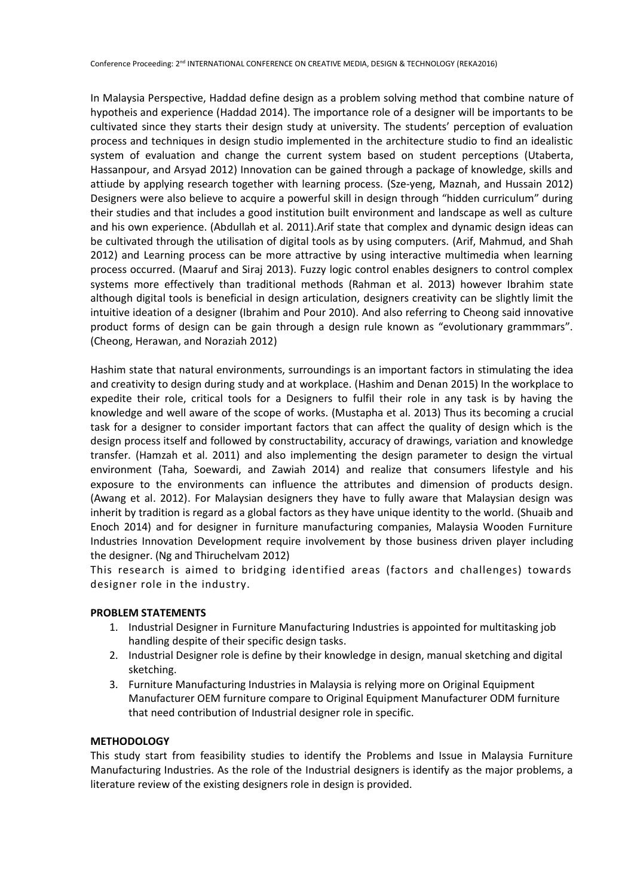In Malaysia Perspective, Haddad define design as a problem solving method that combine nature of hypotheis and experience (Haddad 2014). The importance role of a designer will be importants to be cultivated since they starts their design study at university. The students' perception of evaluation process and techniques in design studio implemented in the architecture studio to find an idealistic system of evaluation and change the current system based on student perceptions (Utaberta, Hassanpour, and Arsyad 2012) Innovation can be gained through a package of knowledge, skills and attiude by applying research together with learning process. (Sze-yeng, Maznah, and Hussain 2012) Designers were also believe to acquire a powerful skill in design through "hidden curriculum" during their studies and that includes a good institution built environment and landscape as well as culture and his own experience. (Abdullah et al. 2011).Arif state that complex and dynamic design ideas can be cultivated through the utilisation of digital tools as by using computers. (Arif, Mahmud, and Shah 2012) and Learning process can be more attractive by using interactive multimedia when learning process occurred. (Maaruf and Siraj 2013). Fuzzy logic control enables designers to control complex systems more effectively than traditional methods (Rahman et al. 2013) however Ibrahim state although digital tools is beneficial in design articulation, designers creativity can be slightly limit the intuitive ideation of a designer (Ibrahim and Pour 2010). And also referring to Cheong said innovative product forms of design can be gain through a design rule known as "evolutionary grammmars". (Cheong, Herawan, and Noraziah 2012)

Hashim state that natural environments, surroundings is an important factors in stimulating the idea and creativity to design during study and at workplace. (Hashim and Denan 2015) In the workplace to expedite their role, critical tools for a Designers to fulfil their role in any task is by having the knowledge and well aware of the scope of works. (Mustapha et al. 2013) Thus its becoming a crucial task for a designer to consider important factors that can affect the quality of design which is the design process itself and followed by constructability, accuracy of drawings, variation and knowledge transfer. (Hamzah et al. 2011) and also implementing the design parameter to design the virtual environment (Taha, Soewardi, and Zawiah 2014) and realize that consumers lifestyle and his exposure to the environments can influence the attributes and dimension of products design. (Awang et al. 2012). For Malaysian designers they have to fully aware that Malaysian design was inherit by tradition is regard as a global factors as they have unique identity to the world. (Shuaib and Enoch 2014) and for designer in furniture manufacturing companies, Malaysia Wooden Furniture Industries Innovation Development require involvement by those business driven player including the designer. (Ng and Thiruchelvam 2012)

This research is aimed to bridging identified areas (factors and challenges) towards designer role in the industry.

**PROBLEM STATEMENTS**

1. Industrial Designer in Furniture Manufacturing Industries is appointed for multitasking job handling despite of their specific design tasks.
2. Industrial Designer role is define by their knowledge in design, manual sketching and digital sketching.
3. Furniture Manufacturing Industries in Malaysia is relying more on Original Equipment Manufacturer OEM furniture compare to Original Equipment Manufacturer ODM furniture that need contribution of Industrial designer role in specific.

**METHODOLOGY**

This study start from feasibility studies to identify the Problems and Issue in Malaysia Furniture Manufacturing Industries. As the role of the Industrial designers is identify as the major problems, a literature review of the existing designers role in design is provided.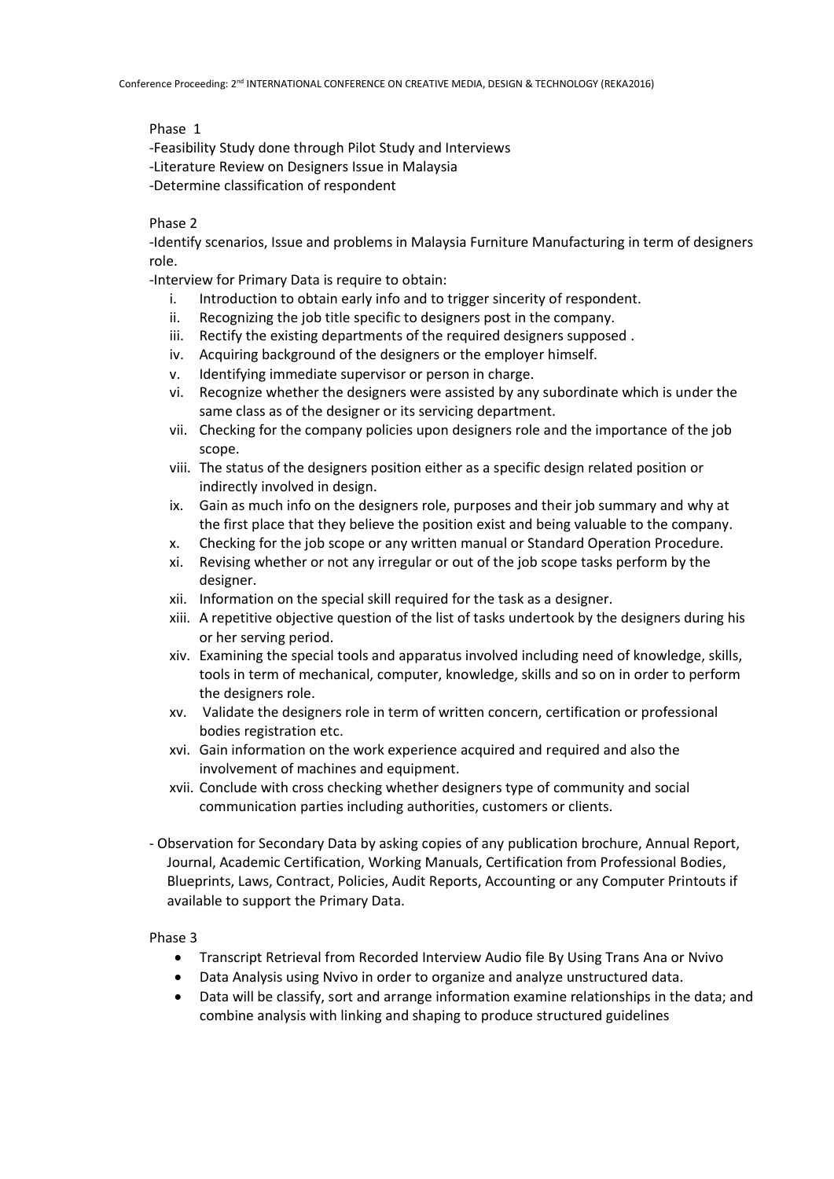Phase 1

-Feasibility Study done through Pilot Study and Interviews
-Literature Review on Designers Issue in Malaysia
-Determine classification of respondent

Phase 2

-Identify scenarios, Issue and problems in Malaysia Furniture Manufacturing in term of designers role.
-Interview for Primary Data is require to obtain:

i. Introduction to obtain early info and to trigger sincerity of respondent.
ii. Recognizing the job title specific to designers post in the company.
iii. Rectify the existing departments of the required designers supposed .
iv. Acquiring background of the designers or the employer himself.
v. Identifying immediate supervisor or person in charge.
vi. Recognize whether the designers were assisted by any subordinate which is under the same class as of the designer or its servicing department.
vii. Checking for the company policies upon designers role and the importance of the job scope.
viii. The status of the designers position either as a specific design related position or indirectly involved in design.
ix. Gain as much info on the designers role, purposes and their job summary and why at the first place that they believe the position exist and being valuable to the company.
x. Checking for the job scope or any written manual or Standard Operation Procedure.
xi. Revising whether or not any irregular or out of the job scope tasks perform by the designer.
xii. Information on the special skill required for the task as a designer.
xiii. A repetitive objective question of the list of tasks undertook by the designers during his or her serving period.
xiv. Examining the special tools and apparatus involved including need of knowledge, skills, tools in term of mechanical, computer, knowledge, skills and so on in order to perform the designers role.
xv. Validate the designers role in term of written concern, certification or professional bodies registration etc.
xvi. Gain information on the work experience acquired and required and also the involvement of machines and equipment.
xvii. Conclude with cross checking whether designers type of community and social communication parties including authorities, customers or clients.

- Observation for Secondary Data by asking copies of any publication brochure, Annual Report, Journal, Academic Certification, Working Manuals, Certification from Professional Bodies, Blueprints, Laws, Contract, Policies, Audit Reports, Accounting or any Computer Printouts if available to support the Primary Data.

Phase 3

- Transcript Retrieval from Recorded Interview Audio file By Using Trans Ana or Nvivo
- Data Analysis using Nvivo in order to organize and analyze unstructured data.
- Data will be classify, sort and arrange information examine relationships in the data; and combine analysis with linking and shaping to produce structured guidelines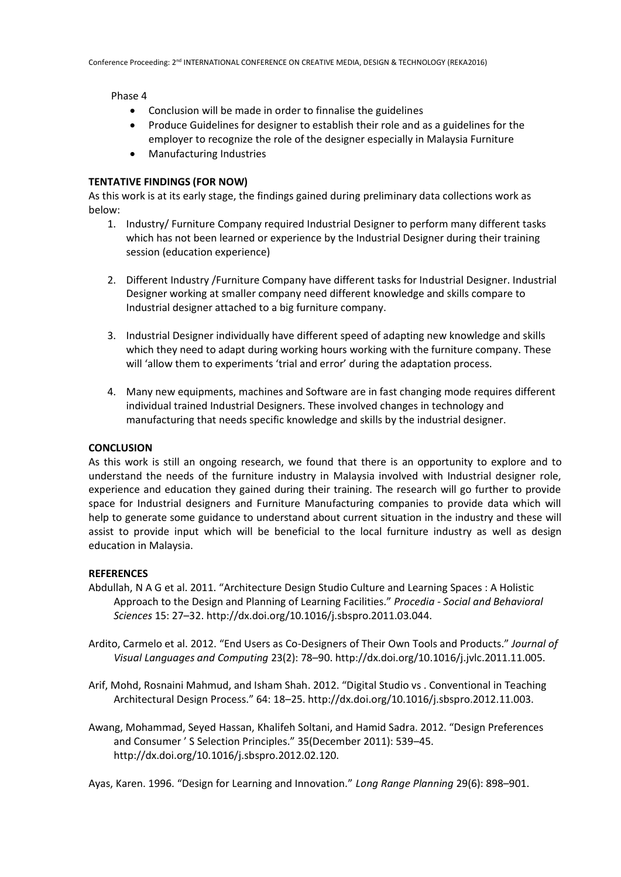Phase 4

- Conclusion will be made in order to finnalise the guidelines
- Produce Guidelines for designer to establish their role and as a guidelines for the employer to recognize the role of the designer especially in Malaysia Furniture
- Manufacturing Industries

**TENTATIVE FINDINGS (FOR NOW)**

As this work is at its early stage, the findings gained during preliminary data collections work as below:

1. Industry/ Furniture Company required Industrial Designer to perform many different tasks which has not been learned or experience by the Industrial Designer during their training session (education experience)

2. Different Industry /Furniture Company have different tasks for Industrial Designer. Industrial Designer working at smaller company need different knowledge and skills compare to Industrial designer attached to a big furniture company.

3. Industrial Designer individually have different speed of adapting new knowledge and skills which they need to adapt during working hours working with the furniture company. These will 'allow them to experiments 'trial and error' during the adaptation process.

4. Many new equipments, machines and Software are in fast changing mode requires different individual trained Industrial Designers. These involved changes in technology and manufacturing that needs specific knowledge and skills by the industrial designer.

**CONCLUSION**

As this work is still an ongoing research, we found that there is an opportunity to explore and to understand the needs of the furniture industry in Malaysia involved with Industrial designer role, experience and education they gained during their training. The research will go further to provide space for Industrial designers and Furniture Manufacturing companies to provide data which will help to generate some guidance to understand about current situation in the industry and these will assist to provide input which will be beneficial to the local furniture industry as well as design education in Malaysia.

**REFERENCES**

Abdullah, N A G et al. 2011. "Architecture Design Studio Culture and Learning Spaces : A Holistic Approach to the Design and Planning of Learning Facilities." *Procedia - Social and Behavioral Sciences* 15: 27–32. http://dx.doi.org/10.1016/j.sbspro.2011.03.044.

Ardito, Carmelo et al. 2012. "End Users as Co-Designers of Their Own Tools and Products." *Journal of Visual Languages and Computing* 23(2): 78–90. http://dx.doi.org/10.1016/j.jvlc.2011.11.005.

Arif, Mohd, Rosnaini Mahmud, and Isham Shah. 2012. "Digital Studio vs . Conventional in Teaching Architectural Design Process." 64: 18–25. http://dx.doi.org/10.1016/j.sbspro.2012.11.003.

Awang, Mohammad, Seyed Hassan, Khalifeh Soltani, and Hamid Sadra. 2012. "Design Preferences and Consumer ' S Selection Principles." 35(December 2011): 539–45. http://dx.doi.org/10.1016/j.sbspro.2012.02.120.

Ayas, Karen. 1996. "Design for Learning and Innovation." *Long Range Planning* 29(6): 898–901.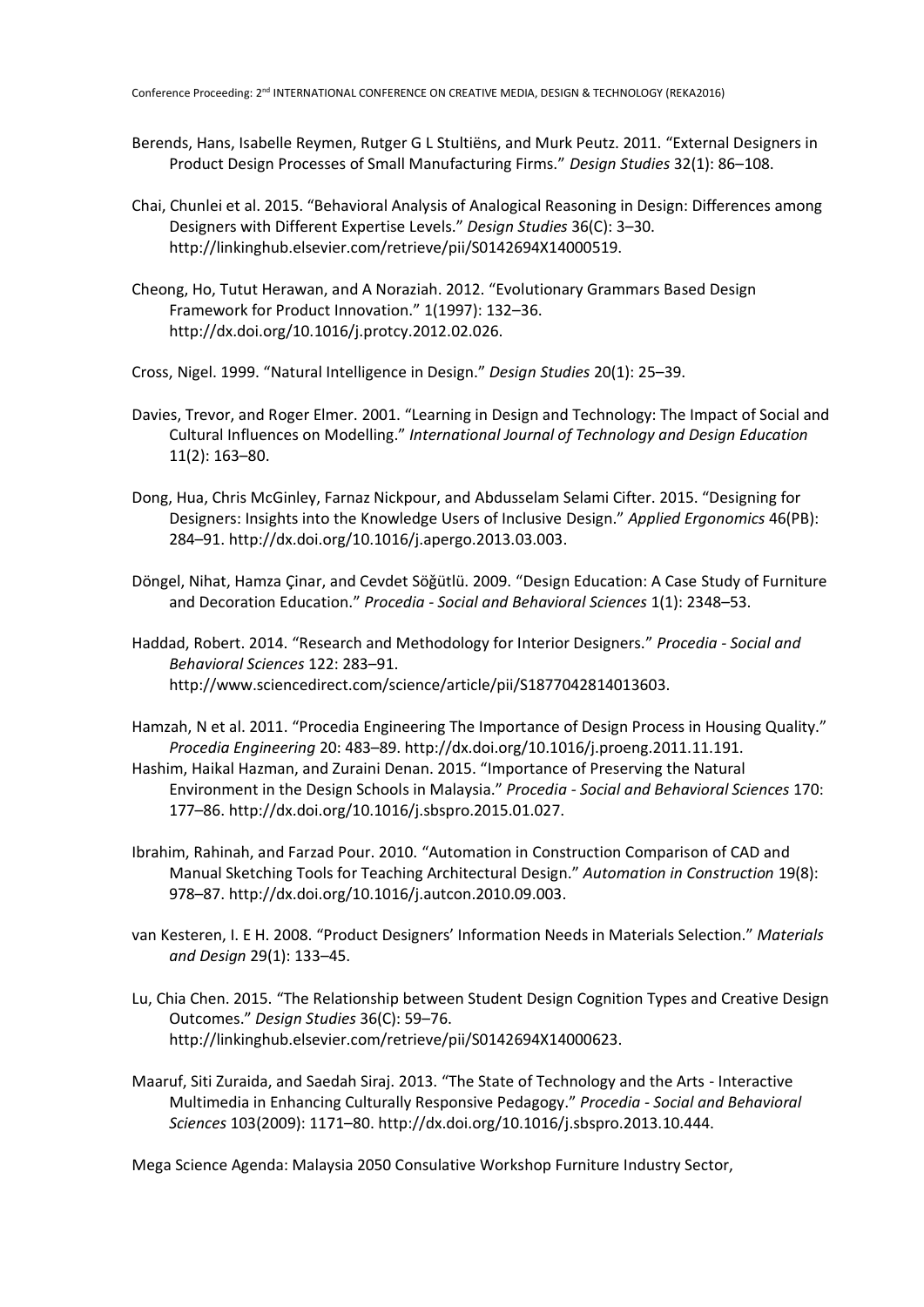Berends, Hans, Isabelle Reymen, Rutger G L Stultiëns, and Murk Peutz. 2011. "External Designers in Product Design Processes of Small Manufacturing Firms." *Design Studies* 32(1): 86–108.

Chai, Chunlei et al. 2015. "Behavioral Analysis of Analogical Reasoning in Design: Differences among Designers with Different Expertise Levels." *Design Studies* 36(C): 3–30. http://linkinghub.elsevier.com/retrieve/pii/S0142694X14000519.

Cheong, Ho, Tutut Herawan, and A Noraziah. 2012. "Evolutionary Grammars Based Design Framework for Product Innovation." 1(1997): 132–36. http://dx.doi.org/10.1016/j.protcy.2012.02.026.

Cross, Nigel. 1999. "Natural Intelligence in Design." *Design Studies* 20(1): 25–39.

Davies, Trevor, and Roger Elmer. 2001. "Learning in Design and Technology: The Impact of Social and Cultural Influences on Modelling." *International Journal of Technology and Design Education* 11(2): 163–80.

Dong, Hua, Chris McGinley, Farnaz Nickpour, and Abdusselam Selami Cifter. 2015. "Designing for Designers: Insights into the Knowledge Users of Inclusive Design." *Applied Ergonomics* 46(PB): 284–91. http://dx.doi.org/10.1016/j.apergo.2013.03.003.

Döngel, Nihat, Hamza Çinar, and Cevdet Söğütlü. 2009. "Design Education: A Case Study of Furniture and Decoration Education." *Procedia - Social and Behavioral Sciences* 1(1): 2348–53.

Haddad, Robert. 2014. "Research and Methodology for Interior Designers." *Procedia - Social and Behavioral Sciences* 122: 283–91. http://www.sciencedirect.com/science/article/pii/S1877042814013603.

Hamzah, N et al. 2011. "Procedia Engineering The Importance of Design Process in Housing Quality." *Procedia Engineering* 20: 483–89. http://dx.doi.org/10.1016/j.proeng.2011.11.191.

Hashim, Haikal Hazman, and Zuraini Denan. 2015. "Importance of Preserving the Natural Environment in the Design Schools in Malaysia." *Procedia - Social and Behavioral Sciences* 170: 177–86. http://dx.doi.org/10.1016/j.sbspro.2015.01.027.

Ibrahim, Rahinah, and Farzad Pour. 2010. "Automation in Construction Comparison of CAD and Manual Sketching Tools for Teaching Architectural Design." *Automation in Construction* 19(8): 978–87. http://dx.doi.org/10.1016/j.autcon.2010.09.003.

van Kesteren, I. E H. 2008. "Product Designers' Information Needs in Materials Selection." *Materials and Design* 29(1): 133–45.

Lu, Chia Chen. 2015. "The Relationship between Student Design Cognition Types and Creative Design Outcomes." *Design Studies* 36(C): 59–76. http://linkinghub.elsevier.com/retrieve/pii/S0142694X14000623.

Maaruf, Siti Zuraida, and Saedah Siraj. 2013. "The State of Technology and the Arts - Interactive Multimedia in Enhancing Culturally Responsive Pedagogy." *Procedia - Social and Behavioral Sciences* 103(2009): 1171–80. http://dx.doi.org/10.1016/j.sbspro.2013.10.444.

Mega Science Agenda: Malaysia 2050 Consulative Workshop Furniture Industry Sector,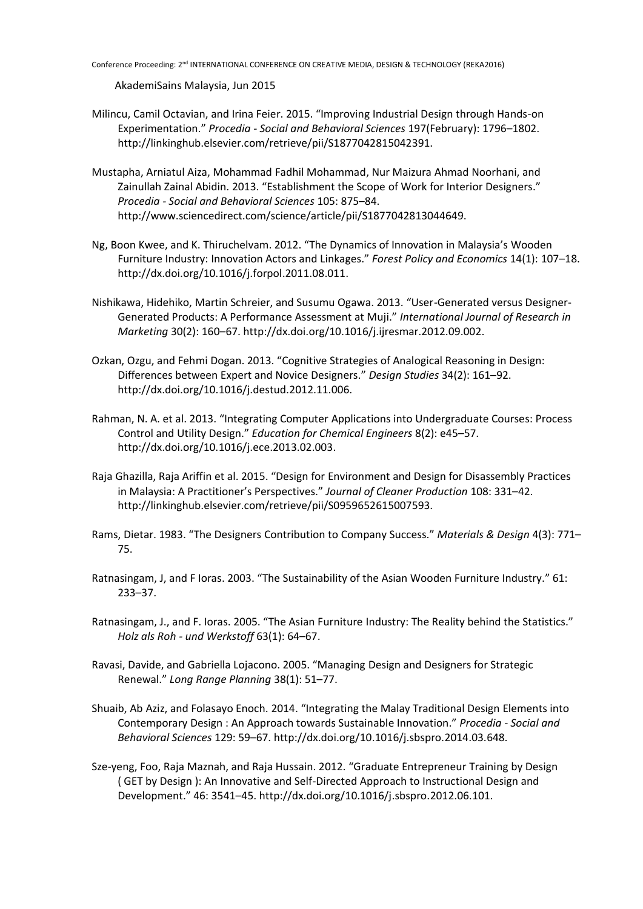AkademiSains Malaysia, Jun 2015

Milincu, Camil Octavian, and Irina Feier. 2015. "Improving Industrial Design through Hands-on Experimentation." *Procedia - Social and Behavioral Sciences* 197(February): 1796–1802. http://linkinghub.elsevier.com/retrieve/pii/S1877042815042391.

Mustapha, Arniatul Aiza, Mohammad Fadhil Mohammad, Nur Maizura Ahmad Noorhani, and Zainullah Zainal Abidin. 2013. "Establishment the Scope of Work for Interior Designers." *Procedia - Social and Behavioral Sciences* 105: 875–84. http://www.sciencedirect.com/science/article/pii/S1877042813044649.

Ng, Boon Kwee, and K. Thiruchelvam. 2012. "The Dynamics of Innovation in Malaysia's Wooden Furniture Industry: Innovation Actors and Linkages." *Forest Policy and Economics* 14(1): 107–18. http://dx.doi.org/10.1016/j.forpol.2011.08.011.

Nishikawa, Hidehiko, Martin Schreier, and Susumu Ogawa. 2013. "User-Generated versus Designer-Generated Products: A Performance Assessment at Muji." *International Journal of Research in Marketing* 30(2): 160–67. http://dx.doi.org/10.1016/j.ijresmar.2012.09.002.

Ozkan, Ozgu, and Fehmi Dogan. 2013. "Cognitive Strategies of Analogical Reasoning in Design: Differences between Expert and Novice Designers." *Design Studies* 34(2): 161–92. http://dx.doi.org/10.1016/j.destud.2012.11.006.

Rahman, N. A. et al. 2013. "Integrating Computer Applications into Undergraduate Courses: Process Control and Utility Design." *Education for Chemical Engineers* 8(2): e45–57. http://dx.doi.org/10.1016/j.ece.2013.02.003.

Raja Ghazilla, Raja Ariffin et al. 2015. "Design for Environment and Design for Disassembly Practices in Malaysia: A Practitioner's Perspectives." *Journal of Cleaner Production* 108: 331–42. http://linkinghub.elsevier.com/retrieve/pii/S0959652615007593.

Rams, Dietar. 1983. "The Designers Contribution to Company Success." *Materials & Design* 4(3): 771–75.

Ratnasingam, J, and F Ioras. 2003. "The Sustainability of the Asian Wooden Furniture Industry." 61: 233–37.

Ratnasingam, J., and F. Ioras. 2005. "The Asian Furniture Industry: The Reality behind the Statistics." *Holz als Roh - und Werkstoff* 63(1): 64–67.

Ravasi, Davide, and Gabriella Lojacono. 2005. "Managing Design and Designers for Strategic Renewal." *Long Range Planning* 38(1): 51–77.

Shuaib, Ab Aziz, and Folasayo Enoch. 2014. "Integrating the Malay Traditional Design Elements into Contemporary Design : An Approach towards Sustainable Innovation." *Procedia - Social and Behavioral Sciences* 129: 59–67. http://dx.doi.org/10.1016/j.sbspro.2014.03.648.

Sze-yeng, Foo, Raja Maznah, and Raja Hussain. 2012. "Graduate Entrepreneur Training by Design ( GET by Design ): An Innovative and Self-Directed Approach to Instructional Design and Development." 46: 3541–45. http://dx.doi.org/10.1016/j.sbspro.2012.06.101.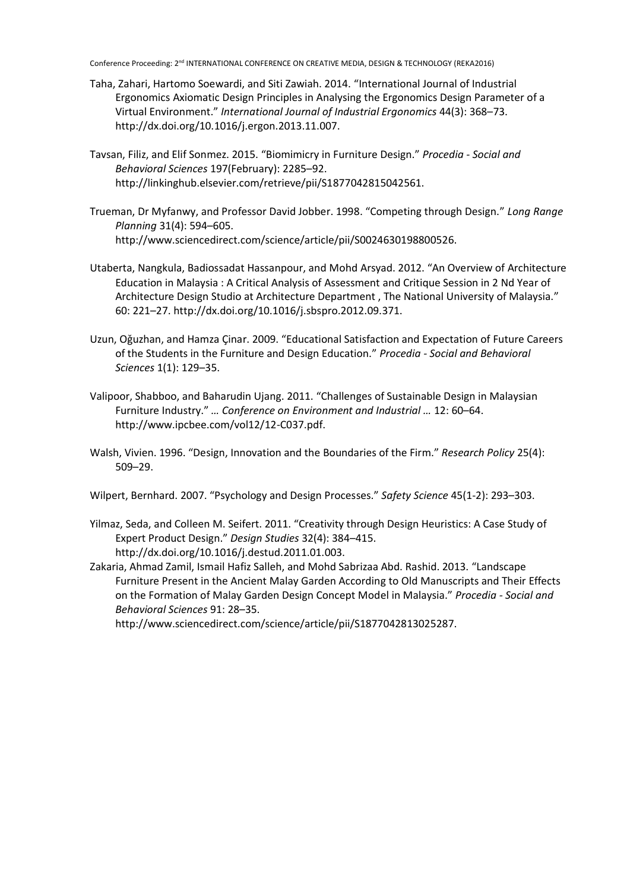Taha, Zahari, Hartomo Soewardi, and Siti Zawiah. 2014. "International Journal of Industrial Ergonomics Axiomatic Design Principles in Analysing the Ergonomics Design Parameter of a Virtual Environment." *International Journal of Industrial Ergonomics* 44(3): 368–73. http://dx.doi.org/10.1016/j.ergon.2013.11.007.

Tavsan, Filiz, and Elif Sonmez. 2015. "Biomimicry in Furniture Design." *Procedia - Social and Behavioral Sciences* 197(February): 2285–92. http://linkinghub.elsevier.com/retrieve/pii/S1877042815042561.

Trueman, Dr Myfanwy, and Professor David Jobber. 1998. "Competing through Design." *Long Range Planning* 31(4): 594–605. http://www.sciencedirect.com/science/article/pii/S0024630198800526.

Utaberta, Nangkula, Badiossadat Hassanpour, and Mohd Arsyad. 2012. "An Overview of Architecture Education in Malaysia : A Critical Analysis of Assessment and Critique Session in 2 Nd Year of Architecture Design Studio at Architecture Department , The National University of Malaysia." 60: 221–27. http://dx.doi.org/10.1016/j.sbspro.2012.09.371.

Uzun, Oğuzhan, and Hamza Çinar. 2009. "Educational Satisfaction and Expectation of Future Careers of the Students in the Furniture and Design Education." *Procedia - Social and Behavioral Sciences* 1(1): 129–35.

Valipoor, Shabboo, and Baharudin Ujang. 2011. "Challenges of Sustainable Design in Malaysian Furniture Industry." *… Conference on Environment and Industrial …* 12: 60–64. http://www.ipcbee.com/vol12/12-C037.pdf.

Walsh, Vivien. 1996. "Design, Innovation and the Boundaries of the Firm." *Research Policy* 25(4): 509–29.

Wilpert, Bernhard. 2007. "Psychology and Design Processes." *Safety Science* 45(1-2): 293–303.

Yilmaz, Seda, and Colleen M. Seifert. 2011. "Creativity through Design Heuristics: A Case Study of Expert Product Design." *Design Studies* 32(4): 384–415. http://dx.doi.org/10.1016/j.destud.2011.01.003.

Zakaria, Ahmad Zamil, Ismail Hafiz Salleh, and Mohd Sabrizaa Abd. Rashid. 2013. "Landscape Furniture Present in the Ancient Malay Garden According to Old Manuscripts and Their Effects on the Formation of Malay Garden Design Concept Model in Malaysia." *Procedia - Social and Behavioral Sciences* 91: 28–35. http://www.sciencedirect.com/science/article/pii/S1877042813025287.